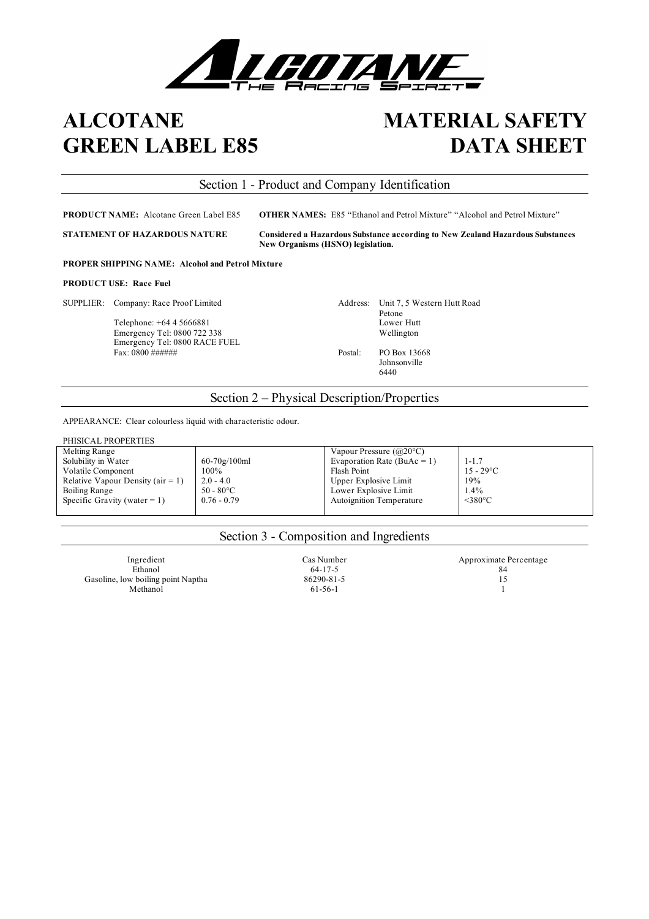# ALCOTANE GREEN LABEL E85

# MATERIAL SAFETY DATA SHEET

## Section 1 - Product and Company Identification

**PRODUCT NAME:** Alcotane Green Label E85

**OTHER NAMES:** E85 "Ethanol and Petrol Mixture" "Alcohol and Petrol Mixture"

**STATEMENT OF HAZARDOUS NATURE** **Considered a Hazardous Substance according to New Zealand Hazardous Substances New Organisms (HSNO) legislation.**

**PROPER SHIPPING NAME: Alcohol and Petrol Mixture**

**PRODUCT USE: Race Fuel**

SUPPLIER: Company: Race Proof Limited

Telephone: +64 4 5666881
Emergency Tel: 0800 722 338
Emergency Tel: 0800 RACE FUEL
Fax: 0800 ######

Address: Unit 7, 5 Western Hutt Road
Petone
Lower Hutt
Wellington

Postal: PO Box 13668
Johnsonville
6440

## Section 2 – Physical Description/Properties

APPEARANCE: Clear colourless liquid with characteristic odour.

PHISICAL PROPERTIES

| | | | |
|---|---|---|---|
| Melting Range | | Vapour Pressure (@20°C) | |
| Solubility in Water | 60-70g/100ml | Evaporation Rate (BuAc = 1) | 1-1.7 |
| Volatile Component | 100% | Flash Point | 15 - 29°C |
| Relative Vapour Density (air = 1) | 2.0 - 4.0 | Upper Explosive Limit | 19% |
| Boiling Range | 50 - 80°C | Lower Explosive Limit | 1.4% |
| Specific Gravity (water = 1) | 0.76 - 0.79 | Autoignition Temperature | <380°C |

## Section 3 - Composition and Ingredients

| Ingredient | Cas Number | Approximate Percentage |
|---|---|---|
| Ethanol | 64-17-5 | 84 |
| Gasoline, low boiling point Naptha | 86290-81-5 | 15 |
| Methanol | 61-56-1 | 1 |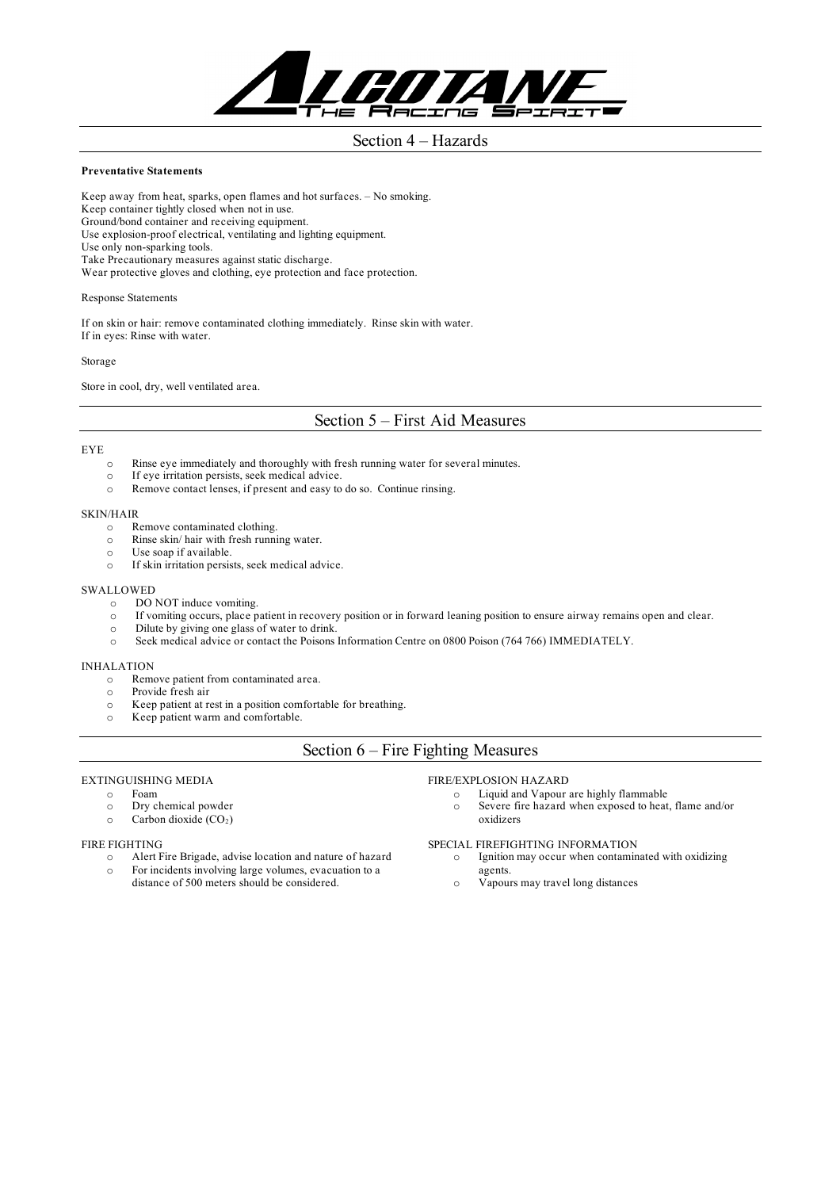## Section 4 – Hazards

**Preventative Statements**

Keep away from heat, sparks, open flames and hot surfaces. – No smoking.
Keep container tightly closed when not in use.
Ground/bond container and receiving equipment.
Use explosion-proof electrical, ventilating and lighting equipment.
Use only non-sparking tools.
Take Precautionary measures against static discharge.
Wear protective gloves and clothing, eye protection and face protection.

Response Statements

If on skin or hair: remove contaminated clothing immediately. Rinse skin with water.
If in eyes: Rinse with water.

Storage

Store in cool, dry, well ventilated area.

## Section 5 – First Aid Measures

EYE

- Rinse eye immediately and thoroughly with fresh running water for several minutes.
- If eye irritation persists, seek medical advice.
- Remove contact lenses, if present and easy to do so. Continue rinsing.

SKIN/HAIR

- Remove contaminated clothing.
- Rinse skin/ hair with fresh running water.
- Use soap if available.
- If skin irritation persists, seek medical advice.

SWALLOWED

- DO NOT induce vomiting.
- If vomiting occurs, place patient in recovery position or in forward leaning position to ensure airway remains open and clear.
- Dilute by giving one glass of water to drink.
- Seek medical advice or contact the Poisons Information Centre on 0800 Poison (764 766) IMMEDIATELY.

INHALATION

- Remove patient from contaminated area.
- Provide fresh air
- Keep patient at rest in a position comfortable for breathing.
- Keep patient warm and comfortable.

## Section 6 – Fire Fighting Measures

EXTINGUISHING MEDIA

- Foam
- Dry chemical powder
- Carbon dioxide ($CO_2$)

FIRE FIGHTING

- Alert Fire Brigade, advise location and nature of hazard
- For incidents involving large volumes, evacuation to a distance of 500 meters should be considered.

FIRE/EXPLOSION HAZARD

- Liquid and Vapour are highly flammable
- Severe fire hazard when exposed to heat, flame and/or oxidizers

SPECIAL FIREFIGHTING INFORMATION

- Ignition may occur when contaminated with oxidizing agents.
- Vapours may travel long distances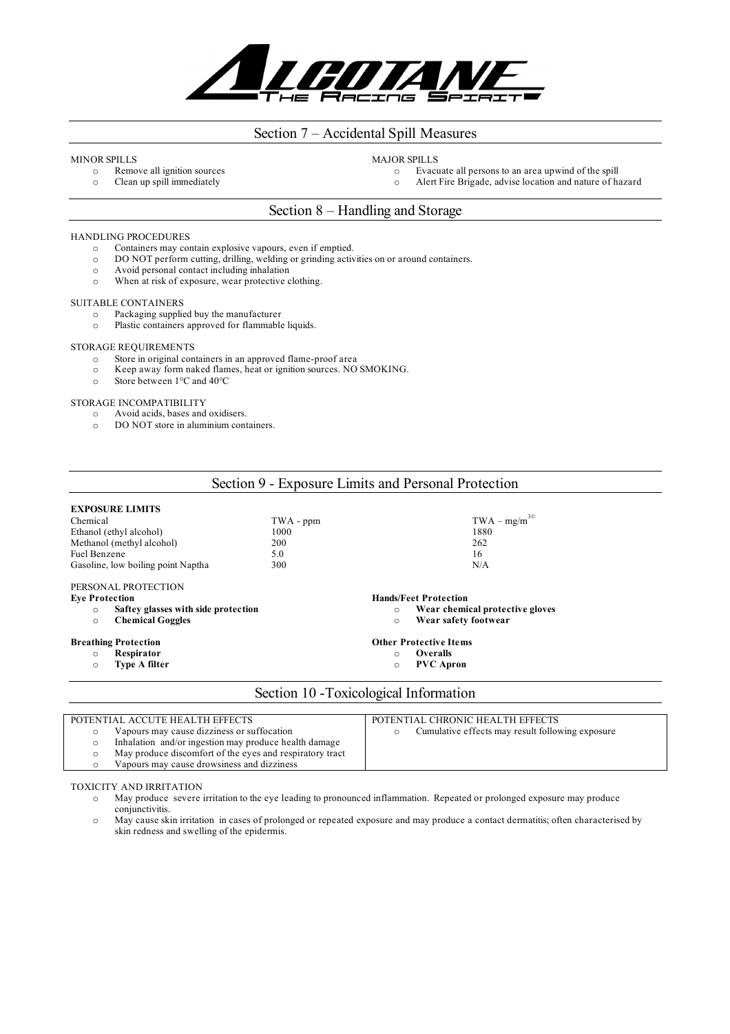## Section 7 – Accidental Spill Measures

MINOR SPILLS

- Remove all ignition sources
- Clean up spill immediately

MAJOR SPILLS

- Evacuate all persons to an area upwind of the spill
- Alert Fire Brigade, advise location and nature of hazard

## Section 8 – Handling and Storage

HANDLING PROCEDURES

- Containers may contain explosive vapours, even if emptied.
- DO NOT perform cutting, drilling, welding or grinding activities on or around containers.
- Avoid personal contact including inhalation
- When at risk of exposure, wear protective clothing.

SUITABLE CONTAINERS

- Packaging supplied buy the manufacturer
- Plastic containers approved for flammable liquids.

STORAGE REQUIREMENTS

- Store in original containers in an approved flame-proof area
- Keep away form naked flames, heat or ignition sources. NO SMOKING.
- Store between 1°C and 40°C

STORAGE INCOMPATIBILITY

- Avoid acids, bases and oxidisers.
- DO NOT store in aluminium containers.

## Section 9 - Exposure Limits and Personal Protection

**EXPOSURE LIMITS**

| Chemical | TWA - ppm | TWA – $mg/m^{3©}$ |
|---|---|---|
| Ethanol (ethyl alcohol) | 1000 | 1880 |
| Methanol (methyl alcohol) | 200 | 262 |
| Fuel Benzene | 5.0 | 16 |
| Gasoline, low boiling point Naptha | 300 | N/A |

PERSONAL PROTECTION

**Eye Protection**

- **Saftey glasses with side protection**
- **Chemical Goggles**

**Breathing Protection**

- **Respirator**
- **Type A filter**

**Hands/Feet Protection**

- **Wear chemical protective gloves**
- **Wear safety footwear**

**Other Protective Items**

- **Overalls**
- **PVC Apron**

## Section 10 -Toxicological Information

| POTENTIAL ACCUTE HEALTH EFFECTS | POTENTIAL CHRONIC HEALTH EFFECTS |
|---|---|
| - Vapours may cause dizziness or suffocation<br>- Inhalation and/or ingestion may produce health damage<br>- May produce discomfort of the eyes and respiratory tract<br>- Vapours may cause drowsiness and dizziness | - Cumulative effects may result following exposure |

TOXICITY AND IRRITATION

- May produce severe irritation to the eye leading to pronounced inflammation. Repeated or prolonged exposure may produce conjunctivitis.
- May cause skin irritation in cases of prolonged or repeated exposure and may produce a contact dermatitis; often characterised by skin redness and swelling of the epidermis.